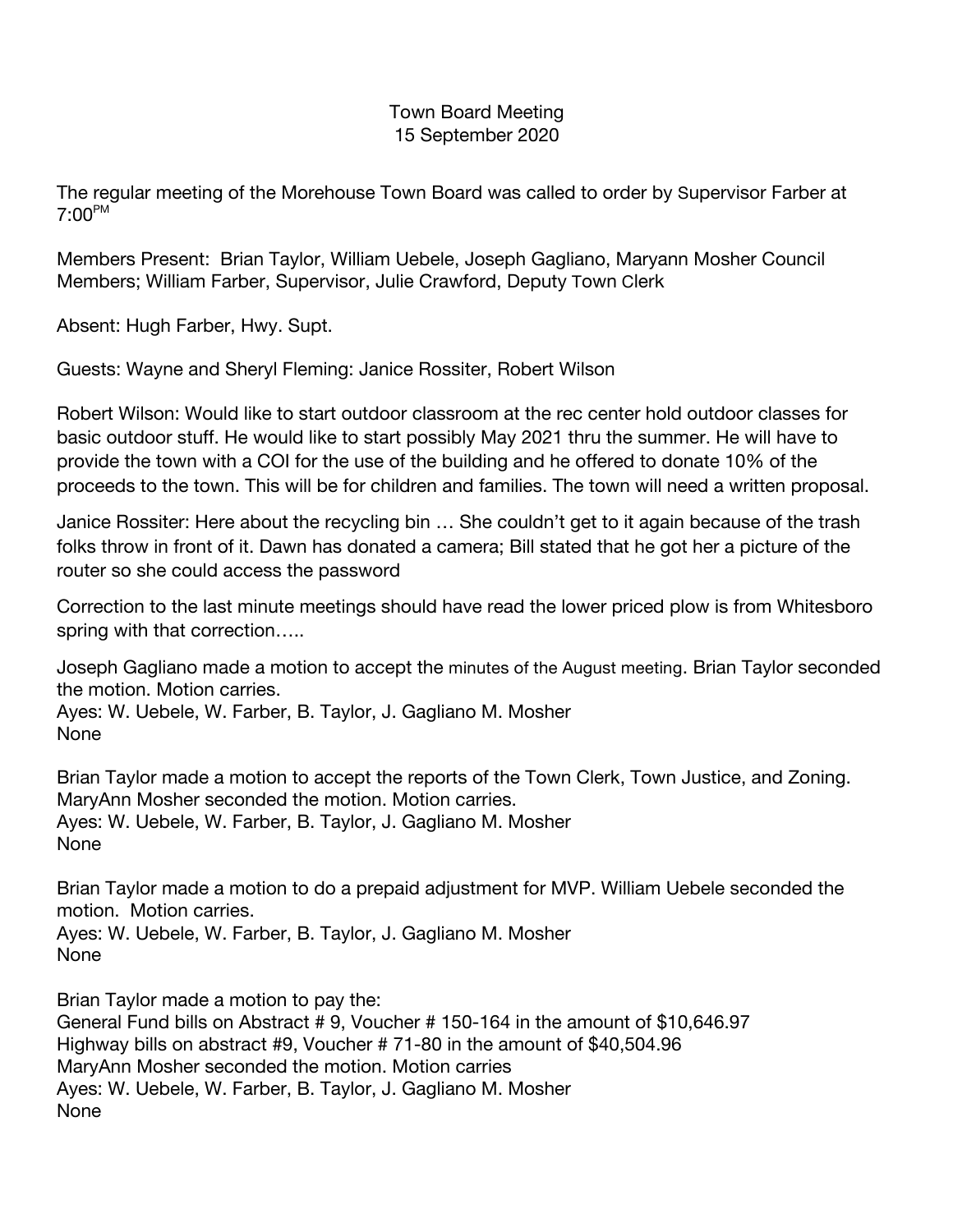# Town Board Meeting
## 15 September 2020

The regular meeting of the Morehouse Town Board was called to order by Supervisor Farber at 7:00PM

Members Present: Brian Taylor, William Uebele, Joseph Gagliano, Maryann Mosher Council Members; William Farber, Supervisor, Julie Crawford, Deputy Town Clerk

Absent: Hugh Farber, Hwy. Supt.

Guests: Wayne and Sheryl Fleming: Janice Rossiter, Robert Wilson

Robert Wilson: Would like to start outdoor classroom at the rec center hold outdoor classes for basic outdoor stuff. He would like to start possibly May 2021 thru the summer. He will have to provide the town with a COI for the use of the building and he offered to donate 10% of the proceeds to the town. This will be for children and families. The town will need a written proposal.

Janice Rossiter: Here about the recycling bin … She couldn't get to it again because of the trash folks throw in front of it. Dawn has donated a camera; Bill stated that he got her a picture of the router so she could access the password

Correction to the last minute meetings should have read the lower priced plow is from Whitesboro spring with that correction…..

Joseph Gagliano made a motion to accept the minutes of the August meeting. Brian Taylor seconded the motion. Motion carries.
Ayes: W. Uebele, W. Farber, B. Taylor, J. Gagliano M. Mosher
None

Brian Taylor made a motion to accept the reports of the Town Clerk, Town Justice, and Zoning. MaryAnn Mosher seconded the motion. Motion carries.
Ayes: W. Uebele, W. Farber, B. Taylor, J. Gagliano M. Mosher
None

Brian Taylor made a motion to do a prepaid adjustment for MVP. William Uebele seconded the motion. Motion carries.
Ayes: W. Uebele, W. Farber, B. Taylor, J. Gagliano M. Mosher
None

Brian Taylor made a motion to pay the:
General Fund bills on Abstract # 9, Voucher # 150-164 in the amount of $10,646.97
Highway bills on abstract #9, Voucher # 71-80 in the amount of $40,504.96
MaryAnn Mosher seconded the motion. Motion carries
Ayes: W. Uebele, W. Farber, B. Taylor, J. Gagliano M. Mosher
None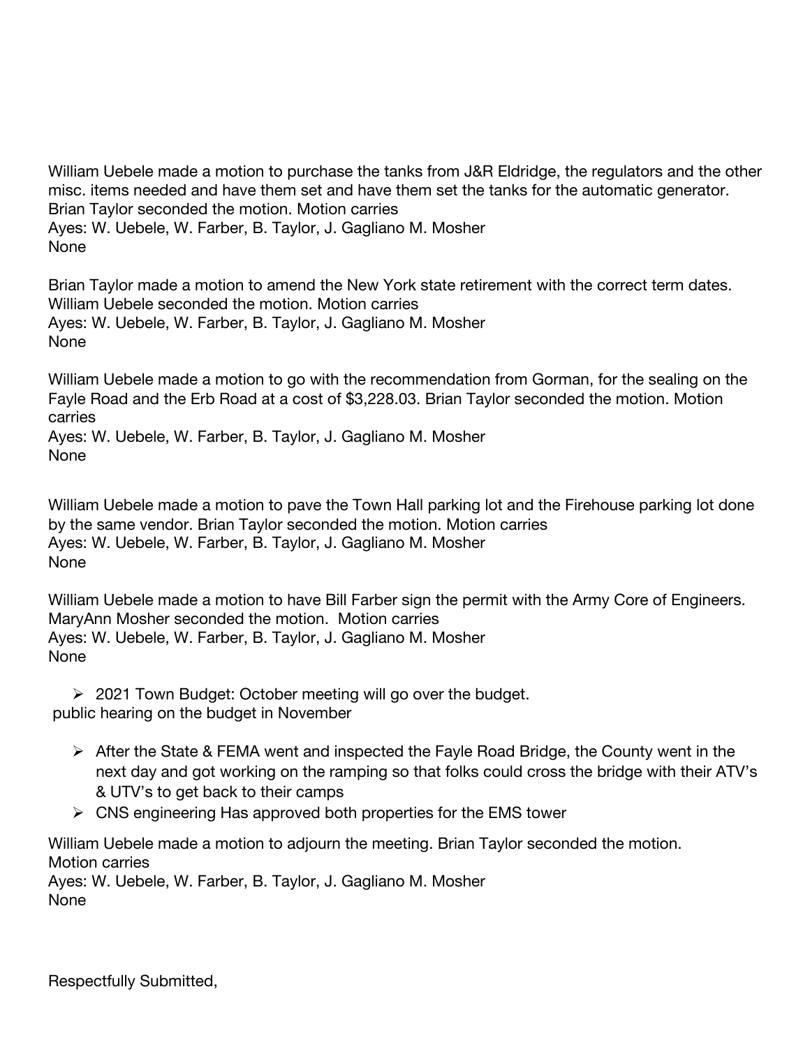William Uebele made a motion to purchase the tanks from J&R Eldridge, the regulators and the other misc. items needed and have them set and have them set the tanks for the automatic generator. Brian Taylor seconded the motion. Motion carries
Ayes: W. Uebele, W. Farber, B. Taylor, J. Gagliano M. Mosher
None

Brian Taylor made a motion to amend the New York state retirement with the correct term dates. William Uebele seconded the motion. Motion carries
Ayes: W. Uebele, W. Farber, B. Taylor, J. Gagliano M. Mosher
None

William Uebele made a motion to go with the recommendation from Gorman, for the sealing on the Fayle Road and the Erb Road at a cost of $3,228.03. Brian Taylor seconded the motion. Motion carries
Ayes: W. Uebele, W. Farber, B. Taylor, J. Gagliano M. Mosher
None

William Uebele made a motion to pave the Town Hall parking lot and the Firehouse parking lot done by the same vendor. Brian Taylor seconded the motion. Motion carries
Ayes: W. Uebele, W. Farber, B. Taylor, J. Gagliano M. Mosher
None

William Uebele made a motion to have Bill Farber sign the permit with the Army Core of Engineers. MaryAnn Mosher seconded the motion. Motion carries
Ayes: W. Uebele, W. Farber, B. Taylor, J. Gagliano M. Mosher
None

- 2021 Town Budget: October meeting will go over the budget.

public hearing on the budget in November

- After the State & FEMA went and inspected the Fayle Road Bridge, the County went in the next day and got working on the ramping so that folks could cross the bridge with their ATV's & UTV's to get back to their camps
- CNS engineering Has approved both properties for the EMS tower

William Uebele made a motion to adjourn the meeting. Brian Taylor seconded the motion. Motion carries
Ayes: W. Uebele, W. Farber, B. Taylor, J. Gagliano M. Mosher
None

Respectfully Submitted,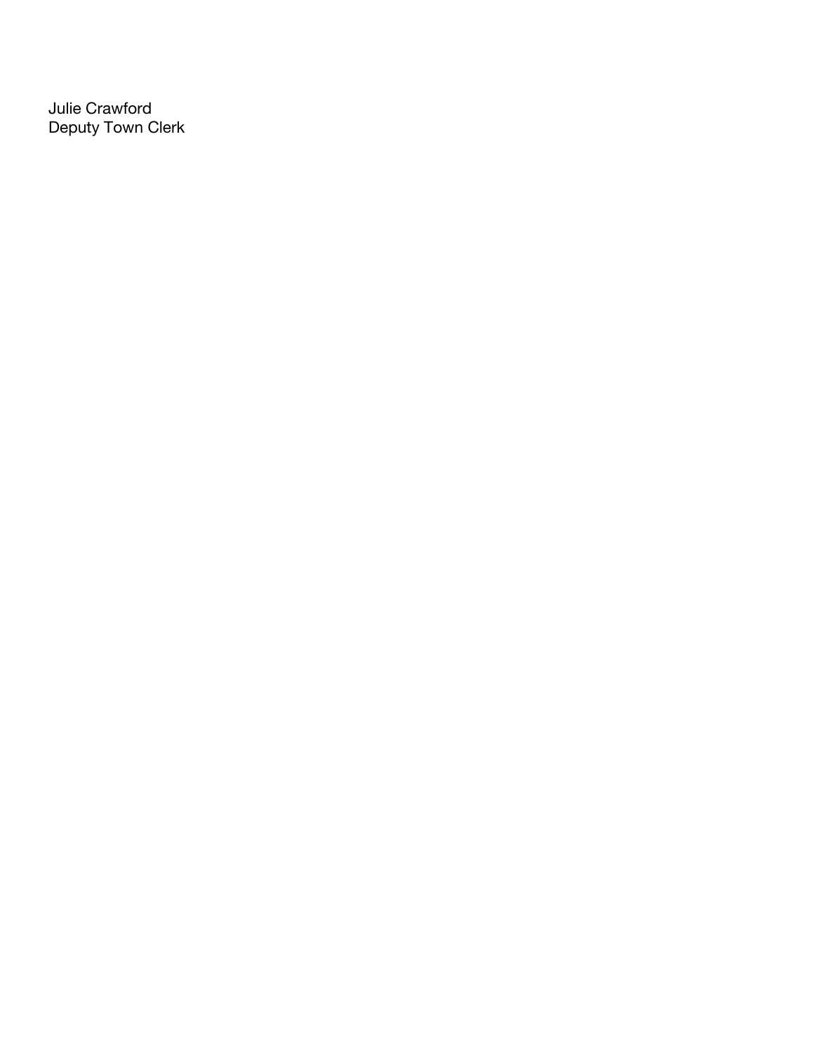Julie Crawford
Deputy Town Clerk